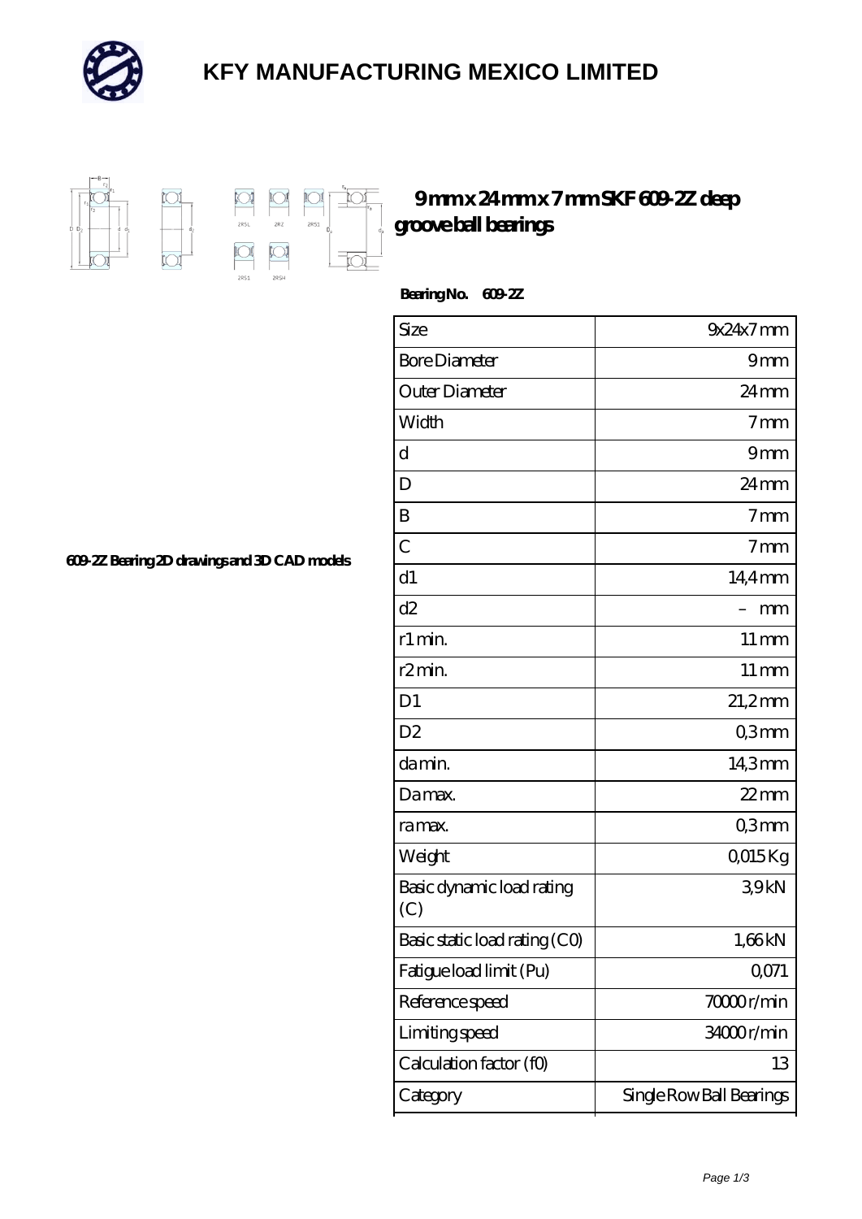# KFY MANUFACTURING MEXICO LIMITED

## 9 mm x 24 mm x 7 mm SKF 609-2Z deep groove ball bearings

**Bearing No. 609-2Z**

609-2Z Bearing 2D drawings and 3D CAD models

| Size | 9x24x7 mm |
|---|---|
| Bore Diameter | 9 mm |
| Outer Diameter | 24 mm |
| Width | 7 mm |
| d | 9 mm |
| D | 24 mm |
| B | 7 mm |
| C | 7 mm |
| d1 | 14,4 mm |
| d2 | – mm |
| r1 min. | 11 mm |
| r2 min. | 11 mm |
| D1 | 21,2 mm |
| D2 | 0,3 mm |
| da min. | 14,3 mm |
| Da max. | 22 mm |
| ra max. | 0,3 mm |
| Weight | 0,015 Kg |
| Basic dynamic load rating (C) | 3,9 kN |
| Basic static load rating (C0) | 1,66 kN |
| Fatigue load limit (Pu) | 0,071 |
| Reference speed | 70000 r/min |
| Limiting speed | 34000 r/min |
| Calculation factor (f0) | 13 |
| Category | Single Row Ball Bearings |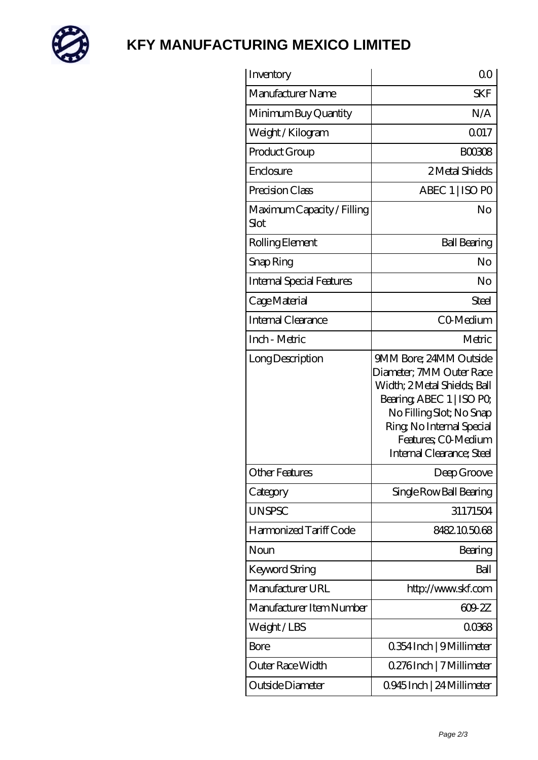# KFY MANUFACTURING MEXICO LIMITED

| Inventory | 0.0 |
|---|---|
| Manufacturer Name | SKF |
| Minimum Buy Quantity | N/A |
| Weight / Kilogram | 0.017 |
| Product Group | B00308 |
| Enclosure | 2 Metal Shields |
| Precision Class | ABEC 1 \| ISO P0 |
| Maximum Capacity / Filling Slot | No |
| Rolling Element | Ball Bearing |
| Snap Ring | No |
| Internal Special Features | No |
| Cage Material | Steel |
| Internal Clearance | C0-Medium |
| Inch - Metric | Metric |
| Long Description | 9MM Bore; 24MM Outside Diameter; 7MM Outer Race Width; 2 Metal Shields; Ball Bearing; ABEC 1 \| ISO P0; No Filling Slot; No Snap Ring; No Internal Special Features; C0-Medium Internal Clearance; Steel |
| Other Features | Deep Groove |
| Category | Single Row Ball Bearing |
| UNSPSC | 31171504 |
| Harmonized Tariff Code | 8482.10.50.68 |
| Noun | Bearing |
| Keyword String | Ball |
| Manufacturer URL | http://www.skf.com |
| Manufacturer Item Number | 609-2Z |
| Weight / LBS | 0.0368 |
| Bore | 0.354 Inch \| 9 Millimeter |
| Outer Race Width | 0.276 Inch \| 7 Millimeter |
| Outside Diameter | 0.945 Inch \| 24 Millimeter |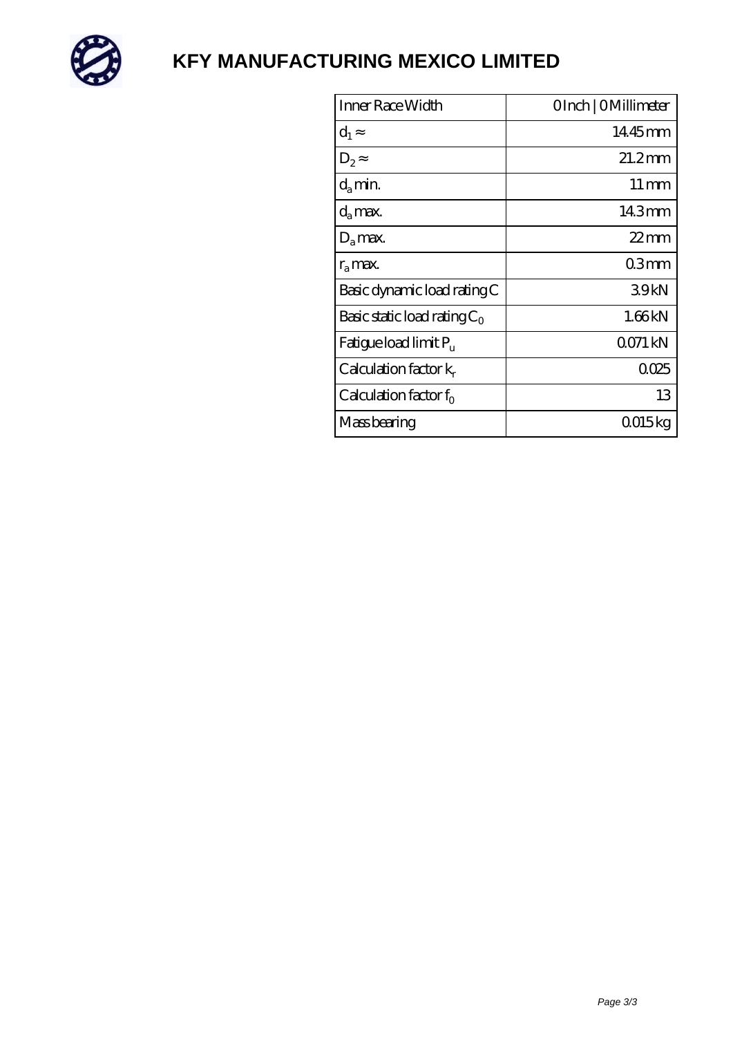# KFY MANUFACTURING MEXICO LIMITED

| | |
|---|---|
| Inner Race Width | 0 Inch \| 0 Millimeter |
| $d_1 \approx$ | 14.45 mm |
| $D_2 \approx$ | 21.2 mm |
| $d_a$ min. | 11 mm |
| $d_a$ max. | 14.3 mm |
| $D_a$ max. | 22 mm |
| $r_a$ max. | 0.3 mm |
| Basic dynamic load rating C | 3.9 kN |
| Basic static load rating $C_0$ | 1.66 kN |
| Fatigue load limit $P_u$ | 0.071 kN |
| Calculation factor $k_r$ | 0.025 |
| Calculation factor $f_0$ | 13 |
| Mass bearing | 0.015 kg |